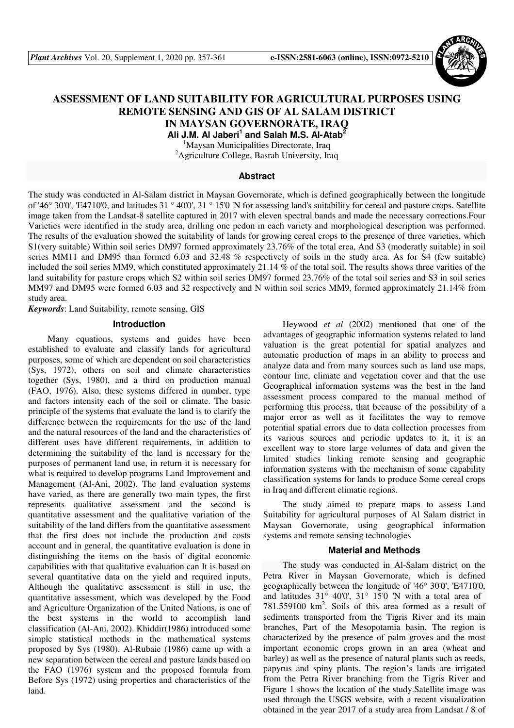# ASSESSMENT OF LAND SUITABILITY FOR AGRICULTURAL PURPOSES USING REMOTE SENSING AND GIS OF AL SALAM DISTRICT IN MAYSAN GOVERNORATE, IRAQ

**Ali J.M. Al Jaberi[1] and Salah M.S. Al-Atab[2]**

[1]Maysan Municipalities Directorate, Iraq
[2]Agriculture College, Basrah University, Iraq

## Abstract

The study was conducted in Al-Salam district in Maysan Governorate, which is defined geographically between the longitude of '46° 30'0', 'E4710'0, and latitudes 31 ° 40'0', 31 ° 15'0 'N for assessing land's suitability for cereal and pasture crops. Satellite image taken from the Landsat-8 satellite captured in 2017 with eleven spectral bands and made the necessary corrections.Four Varieties were identified in the study area, drilling one pedon in each variety and morphological description was performed. The results of the evaluation showed the suitability of lands for growing cereal crops to the presence of three varieties, which S1(very suitable) Within soil series DM97 formed approximately 23.76% of the total area, And S3 (moderately suitable) in soil series MM11 and DM95 than formed 6.03 and 32.48 % respectively of soils in the study area. As for S4 (few suitable) included the soil series MM9, which constituted approximately 21.14 % of the total soil. The results shows three varities of the land suitability for pasture crops which S2 within soil series DM97 formed 23.76% of the total soil series and S3 in soil series MM97 and DM95 were formed 6.03 and 32 respectively and N within soil series MM9, formed approximately 21.14% from study area.

***Keywords***: Land Suitability, remote sensing, GIS

## Introduction

Many equations, systems and guides have been established to evaluate and classify lands for agricultural purposes, some of which are dependent on soil characteristics (Sys, 1972), others on soil and climate characteristics together (Sys, 1980), and a third on production manual (FAO, 1976). Also, these systems differed in number, type and factors intensity each of the soil or climate. The basic principle of the systems that evaluate the land is to clarify the difference between the requirements for the use of the land and the natural resources of the land and the characteristics of different uses have different requirements, in addition to determining the suitability of the land is necessary for the purposes of permanent land use, in return it is necessary for what is required to develop programs Land Improvement and Management (Al-Ani, 2002). The land evaluation systems have varied, as there are generally two main types, the first represents qualitative assessment and the second is quantitative assessment and the qualitative variation of the suitability of the land differs from the quantitative assessment that the first does not include the production and costs account and in general, the quantitative evaluation is done in distinguishing the items on the basis of digital economic capabilities with that qualitative evaluation can It is based on several quantitative data on the yield and required inputs. Although the qualitative assessment is still in use, the quantitative assessment, which was developed by the Food and Agriculture Organization of the United Nations, is one of the best systems in the world to accomplish land classification (Al-Ani, 2002). Khiddir(1986) introduced some simple statistical methods in the mathematical systems proposed by Sys (1980). Al-Rubaie (1986) came up with a new separation between the cereal and pasture lands based on the FAO (1976) system and the proposed formula from Before Sys (1972) using properties and characteristics of the land.

Heywood *et al* (2002) mentioned that one of the advantages of geographic information systems related to land valuation is the great potential for spatial analyzes and automatic production of maps in an ability to process and analyze data and from many sources such as land use maps, contour line, climate and vegetation cover and that the use Geographical information systems was the best in the land assessment process compared to the manual method of performing this process, that because of the possibility of a major error as well as it facilitates the way to remove potential spatial errors due to data collection processes from its various sources and periodic updates to it, it is an excellent way to store large volumes of data and given the limited studies linking remote sensing and geographic information systems with the mechanism of some capability classification systems for lands to produce Some cereal crops in Iraq and different climatic regions.

The study aimed to prepare maps to assess Land Suitability for agricultural purposes of Al Salam district in Maysan Governorate, using geographical information systems and remote sensing technologies

## Material and Methods

The study was conducted in Al-Salam district on the Petra River in Maysan Governorate, which is defined geographically between the longitude of '46° 30'0', 'E4710'0, and latitudes 31° 40'0', 31° 15'0 'N with a total area of 781.559100 km$^2$. Soils of this area formed as a result of sediments transported from the Tigris River and its main branches, Part of the Mesopotamia basin. The region is characterized by the presence of palm groves and the most important economic crops grown in an area (wheat and barley) as well as the presence of natural plants such as reeds, papyrus and spiny plants. The region's lands are irrigated from the Petra River branching from the Tigris River and Figure 1 shows the location of the study.Satellite image was used through the USGS website, with a recent visualization obtained in the year 2017 of a study area from Landsat / 8 of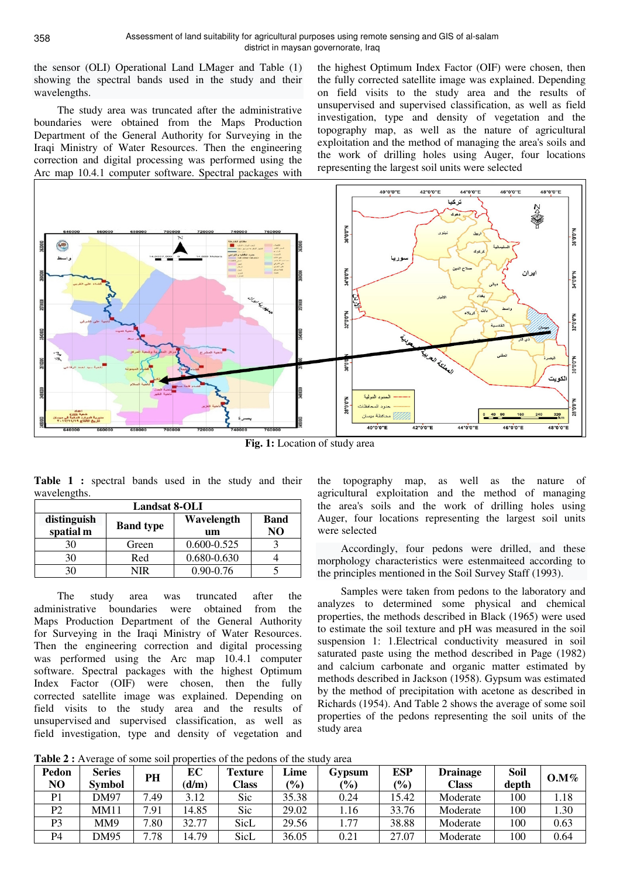the sensor (OLI) Operational Land LMager and Table (1) showing the spectral bands used in the study and their wavelengths.

The study area was truncated after the administrative boundaries were obtained from the Maps Production Department of the General Authority for Surveying in the Iraqi Ministry of Water Resources. Then the engineering correction and digital processing was performed using the Arc map 10.4.1 computer software. Spectral packages with the highest Optimum Index Factor (OIF) were chosen, then the fully corrected satellite image was explained. Depending on field visits to the study area and the results of unsupervised and supervised classification, as well as field investigation, type and density of vegetation and the topography map, as well as the nature of agricultural exploitation and the method of managing the area's soils and the work of drilling holes using Auger, four locations representing the largest soil units were selected

**Fig. 1:** Location of study area

**Table 1 :** spectral bands used in the study and their wavelengths.

| Landsat 8-OLI | | | |
|---|---|---|---|
| distinguish spatial m | Band type | Wavelength um | Band NO |
| 30 | Green | 0.600-0.525 | 3 |
| 30 | Red | 0.680-0.630 | 4 |
| 30 | NIR | 0.90-0.76 | 5 |

The study area was truncated after the administrative boundaries were obtained from the Maps Production Department of the General Authority for Surveying in the Iraqi Ministry of Water Resources. Then the engineering correction and digital processing was performed using the Arc map 10.4.1 computer software. Spectral packages with the highest Optimum Index Factor (OIF) were chosen, then the fully corrected satellite image was explained. Depending on field visits to the study area and the results of unsupervised and supervised classification, as well as field investigation, type and density of vegetation and the topography map, as well as the nature of agricultural exploitation and the method of managing the area's soils and the work of drilling holes using Auger, four locations representing the largest soil units were selected

Accordingly, four pedons were drilled, and these morphology characteristics were estenmaiteed according to the principles mentioned in the Soil Survey Staff (1993).

Samples were taken from pedons to the laboratory and analyzes to determined some physical and chemical properties, the methods described in Black (1965) were used to estimate the soil texture and pH was measured in the soil suspension 1: 1.Electrical conductivity measured in soil saturated paste using the method described in Page (1982) and calcium carbonate and organic matter estimated by methods described in Jackson (1958). Gypsum was estimated by the method of precipitation with acetone as described in Richards (1954). And Table 2 shows the average of some soil properties of the pedons representing the soil units of the study area

**Table 2 :** Average of some soil properties of the pedons of the study area

| Pedon NO | Series Symbol | PH | EC (d/m) | Texture Class | Lime (%) | Gypsum (%) | ESP (%) | Drainage Class | Soil depth | O.M% |
|---|---|---|---|---|---|---|---|---|---|---|
| P1 | DM97 | 7.49 | 3.12 | Sic | 35.38 | 0.24 | 15.42 | Moderate | 100 | 1.18 |
| P2 | MM11 | 7.91 | 14.85 | Sic | 29.02 | 1.16 | 33.76 | Moderate | 100 | 1.30 |
| P3 | MM9 | 7.80 | 32.77 | SicL | 29.56 | 1.77 | 38.88 | Moderate | 100 | 0.63 |
| P4 | DM95 | 7.78 | 14.79 | SicL | 36.05 | 0.21 | 27.07 | Moderate | 100 | 0.64 |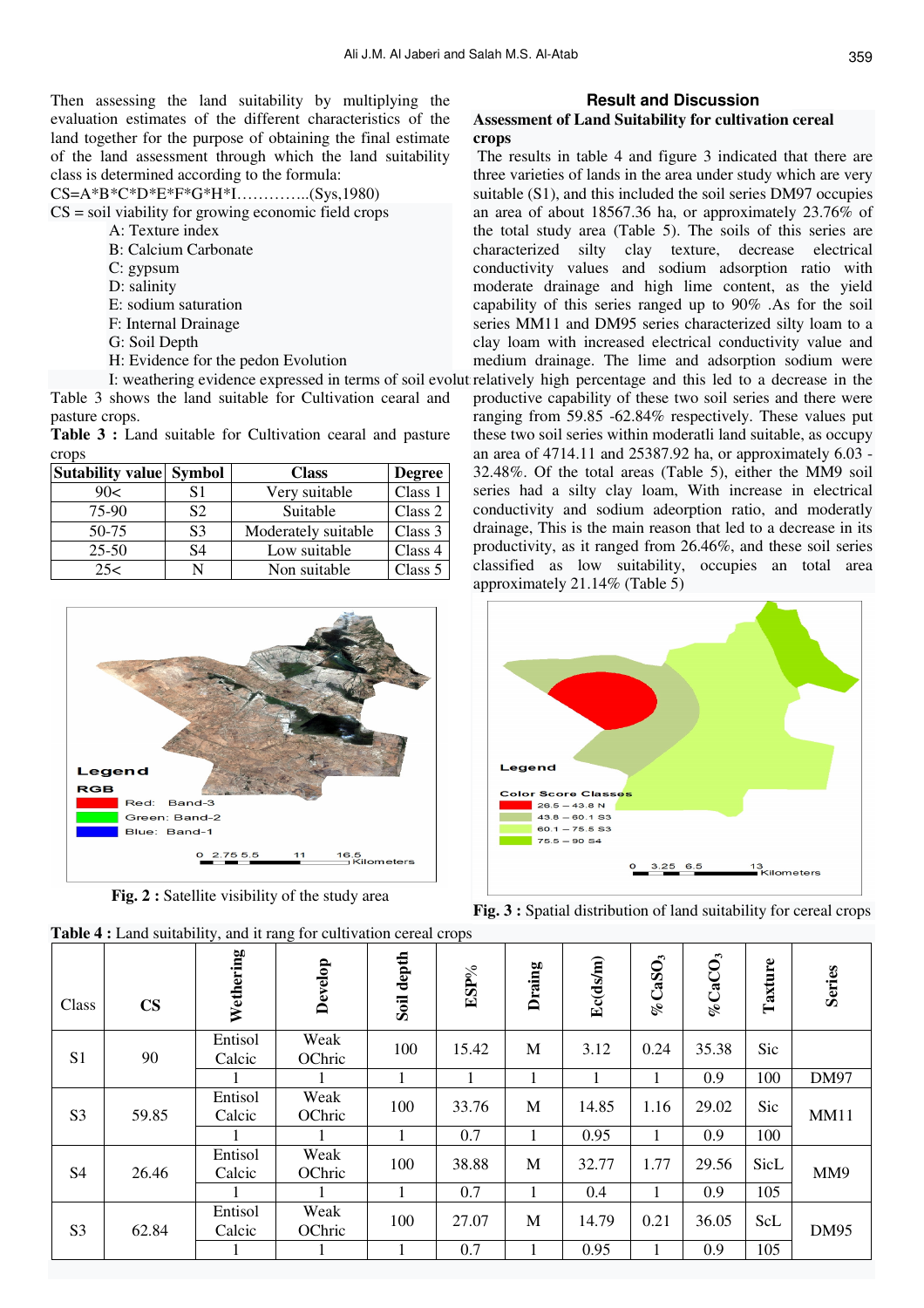Then assessing the land suitability by multiplying the evaluation estimates of the different characteristics of the land together for the purpose of obtaining the final estimate of the land assessment through which the land suitability class is determined according to the formula:

CS=A*B*C*D*E*F*G*H*I…………..(Sys,1980)

CS = soil viability for growing economic field crops

A: Texture index
B: Calcium Carbonate
C: gypsum
D: salinity
E: sodium saturation
F: Internal Drainage
G: Soil Depth
H: Evidence for the pedon Evolution
I: weathering evidence expressed in terms of soil evolut

Table 3 shows the land suitable for Cultivation ceral and pasture crops.

**Table 3 :** Land suitable for Cultivation cearal and pasture crops

| Sutability value | Symbol | Class | Degree |
|---|---|---|---|
| 90< | S1 | Very suitable | Class 1 |
| 75-90 | S2 | Suitable | Class 2 |
| 50-75 | S3 | Moderately suitable | Class 3 |
| 25-50 | S4 | Low suitable | Class 4 |
| 25< | N | Non suitable | Class 5 |

Legend
RGB
Red: Band-3
Green: Band-2
Blue: Band-1
0 2.75 5.5 11 16.5 Kilometers

**Fig. 2 :** Satellite visibility of the study area

## Result and Discussion

### Assessment of Land Suitability for cultivation cereal crops

The results in table 4 and figure 3 indicated that there are three varieties of lands in the area under study which are very suitable (S1), and this included the soil series DM97 occupies an area of about 18567.36 ha, or approximately 23.76% of the total study area (Table 5). The soils of this series are characterized silty clay texture, decrease electrical conductivity values and sodium adsorption ratio with moderate drainage and high lime content, as the yield capability of this series ranged up to 90% .As for the soil series MM11 and DM95 series characterized silty loam to a clay loam with increased electrical conductivity value and medium drainage. The lime and adsorption sodium were relatively high percentage and this led to a decrease in the productive capability of these two soil series and there were ranging from 59.85 -62.84% respectively. These values put these two soil series within moderatli land suitable, as occupy an area of 4714.11 and 25387.92 ha, or approximately 6.03 - 32.48%. Of the total areas (Table 5), either the MM9 soil series had a silty clay loam, With increase in electrical conductivity and sodium adeorption ratio, and moderatly drainage, This is the main reason that led to a decrease in its productivity, as it ranged from 26.46%, and these soil series classified as low suitability, occupies an total area approximately 21.14% (Table 5)

Legend
Color Score Classes
26.5 – 43.8 N
43.8 – 60.1 S3
60.1 – 75.5 S3
75.5 – 90 S4
0 3.25 6.5 13 Kilometers

**Fig. 3 :** Spatial distribution of land suitability for cereal crops

**Table 4 :** Land suitability, and it rang for cultivation cereal crops

| Class | CS | Wethering | Develop | Soil depth | ESP% | Draing | Ec(ds/m) | % $CaSO_3$ | % $CaCO_3$ | Taxture | Series |
|---|---|---|---|---|---|---|---|---|---|---|---|
| S1 | 90 | Entisol Calcic | Weak OChric | 100 | 15.42 | M | 3.12 | 0.24 | 35.38 | Sic | |
| | | 1 | 1 | 1 | 1 | 1 | 1 | 1 | 0.9 | 100 | DM97 |
| S3 | 59.85 | Entisol Calcic | Weak OChric | 100 | 33.76 | M | 14.85 | 1.16 | 29.02 | Sic | MM11 |
| | | 1 | 1 | 1 | 0.7 | 1 | 0.95 | 1 | 0.9 | 100 | |
| S4 | 26.46 | Entisol Calcic | Weak OChric | 100 | 38.88 | M | 32.77 | 1.77 | 29.56 | SicL | MM9 |
| | | 1 | 1 | 1 | 0.7 | 1 | 0.4 | 1 | 0.9 | 105 | |
| S3 | 62.84 | Entisol Calcic | Weak OChric | 100 | 27.07 | M | 14.79 | 0.21 | 36.05 | ScL | DM95 |
| | | 1 | 1 | 1 | 0.7 | 1 | 0.95 | 1 | 0.9 | 105 | |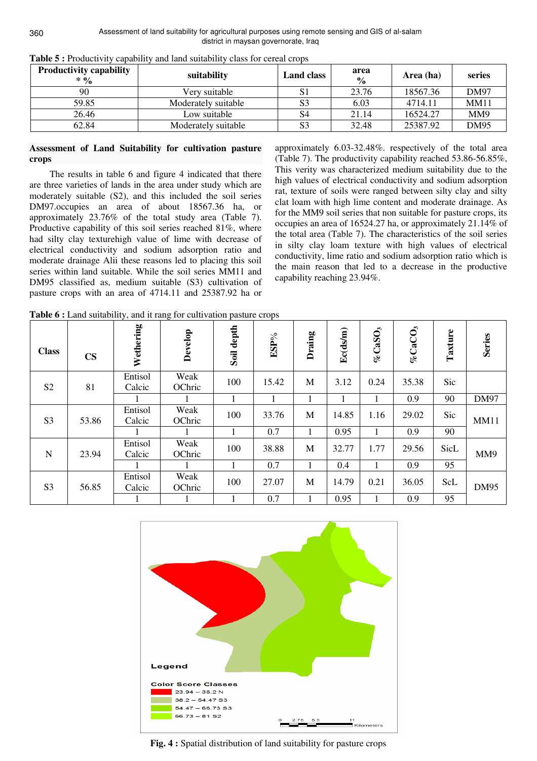**Table 5 :** Productivity capability and land suitability class for cereal crops

| Productivity capability * % | suitability | Land class | area % | Area (ha) | series |
|---|---|---|---|---|---|
| 90 | Very suitable | S1 | 23.76 | 18567.36 | DM97 |
| 59.85 | Moderately suitable | S3 | 6.03 | 4714.11 | MM11 |
| 26.46 | Low suitable | S4 | 21.14 | 16524.27 | MM9 |
| 62.84 | Moderately suitable | S3 | 32.48 | 25387.92 | DM95 |

### Assessment of Land Suitability for cultivation pasture crops

The results in table 6 and figure 4 indicated that there are three varieties of lands in the area under study which are moderately suitable (S2), and this included the soil series DM97.occupies an area of about 18567.36 ha, or approximately 23.76% of the total study area (Table 7). Productive capability of this soil series reached 81%, where had silty clay texturehigh value of lime with decrease of electrical conductivity and sodium adsorption ratio and moderate drainage Alii these reasons led to placing this soil series within land suitable. While the soil series MM11 and DM95 classified as, medium suitable (S3) cultivation of pasture crops with an area of 4714.11 and 25387.92 ha or approximately 6.03-32.48%. respectively of the total area (Table 7). The productivity capability reached 53.86-56.85%, This verity was characterized medium suitability due to the high values of electrical conductivity and sodium adsorption rat, texture of soils were ranged between silty clay and silty clat loam with high lime content and moderate drainage. As for the MM9 soil series that non suitable for pasture crops, its occupies an area of 16524.27 ha, or approximately 21.14% of the total area (Table 7). The characteristics of the soil series in silty clay loam texture with high values of electrical conductivity, lime ratio and sodium adsorption ratio which is the main reason that led to a decrease in the productive capability reaching 23.94%.

**Table 6 :** Land suitability, and it rang for cultivation pasture crops

| Class | CS | Wethering | Develop | Soil depth | ESP% | Draing | Ec(ds/m) | % $CaSO_3$ | % $CaCO_3$ | Taxture | Series |
|---|---|---|---|---|---|---|---|---|---|---|---|
| S2 | 81 | Entisol Calcic | Weak OChric | 100 | 15.42 | M | 3.12 | 0.24 | 35.38 | Sic | |
| | | 1 | 1 | 1 | 1 | 1 | 1 | 1 | 0.9 | 90 | DM97 |
| S3 | 53.86 | Entisol Calcic | Weak OChric | 100 | 33.76 | M | 14.85 | 1.16 | 29.02 | Sic | MM11 |
| | | 1 | 1 | 1 | 0.7 | 1 | 0.95 | 1 | 0.9 | 90 | |
| N | 23.94 | Entisol Calcic | Weak OChric | 100 | 38.88 | M | 32.77 | 1.77 | 29.56 | SicL | MM9 |
| | | 1 | 1 | 1 | 0.7 | 1 | 0.4 | 1 | 0.9 | 95 | |
| S3 | 56.85 | Entisol Calcic | Weak OChric | 100 | 27.07 | M | 14.79 | 0.21 | 36.05 | ScL | DM95 |
| | | 1 | 1 | 1 | 0.7 | 1 | 0.95 | 1 | 0.9 | 95 | |

Legend

Color Score Classes

23.94 – 38.2 N

38.2 – 54.47 S3

54.47 – 66.73 S3

66.73 – 81 S2

0 2.75 5.5 11 Kilometers

**Fig. 4 :** Spatial distribution of land suitability for pasture crops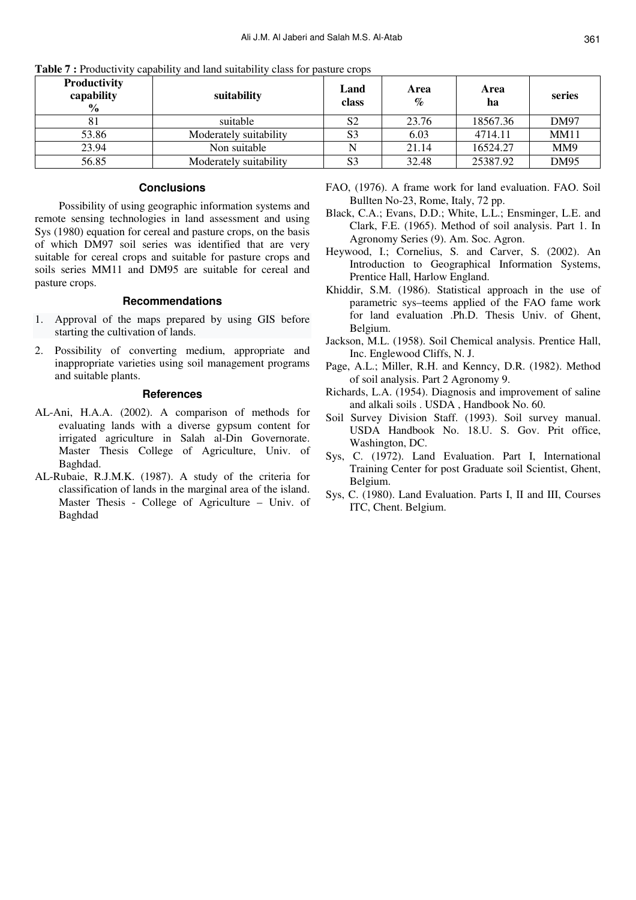**Table 7 :** Productivity capability and land suitability class for pasture crops

| Productivity capability % | suitability | Land class | Area % | Area ha | series |
|---|---|---|---|---|---|
| 81 | suitable | S2 | 23.76 | 18567.36 | DM97 |
| 53.86 | Moderately suitability | S3 | 6.03 | 4714.11 | MM11 |
| 23.94 | Non suitable | N | 21.14 | 16524.27 | MM9 |
| 56.85 | Moderately suitability | S3 | 32.48 | 25387.92 | DM95 |

## Conclusions

Possibility of using geographic information systems and remote sensing technologies in land assessment and using Sys (1980) equation for cereal and pasture crops, on the basis of which DM97 soil series was identified that are very suitable for cereal crops and suitable for pasture crops and soils series MM11 and DM95 are suitable for cereal and pasture crops.

## Recommendations

1. Approval of the maps prepared by using GIS before starting the cultivation of lands.
2. Possibility of converting medium, appropriate and inappropriate varieties using soil management programs and suitable plants.

## References

AL-Ani, H.A.A. (2002). A comparison of methods for evaluating lands with a diverse gypsum content for irrigated agriculture in Salah al-Din Governorate. Master Thesis College of Agriculture, Univ. of Baghdad.

AL-Rubaie, R.J.M.K. (1987). A study of the criteria for classification of lands in the marginal area of the island. Master Thesis - College of Agriculture – Univ. of Baghdad

FAO, (1976). A frame work for land evaluation. FAO. Soil Bullten No-23, Rome, Italy, 72 pp.

Black, C.A.; Evans, D.D.; White, L.L.; Ensminger, L.E. and Clark, F.E. (1965). Method of soil analysis. Part 1. In Agronomy Series (9). Am. Soc. Agron.

Heywood, I.; Cornelius, S. and Carver, S. (2002). An Introduction to Geographical Information Systems, Prentice Hall, Harlow England.

Khiddir, S.M. (1986). Statistical approach in the use of parametric sys–teems applied of the FAO fame work for land evaluation .Ph.D. Thesis Univ. of Ghent, Belgium.

Jackson, M.L. (1958). Soil Chemical analysis. Prentice Hall, Inc. Englewood Cliffs, N. J.

Page, A.L.; Miller, R.H. and Kenncy, D.R. (1982). Method of soil analysis. Part 2 Agronomy 9.

Richards, L.A. (1954). Diagnosis and improvement of saline and alkali soils . USDA , Handbook No. 60.

Soil Survey Division Staff. (1993). Soil survey manual. USDA Handbook No. 18.U. S. Gov. Prit office, Washington, DC.

Sys, C. (1972). Land Evaluation. Part I, International Training Center for post Graduate soil Scientist, Ghent, Belgium.

Sys, C. (1980). Land Evaluation. Parts I, II and III, Courses ITC, Chent. Belgium.